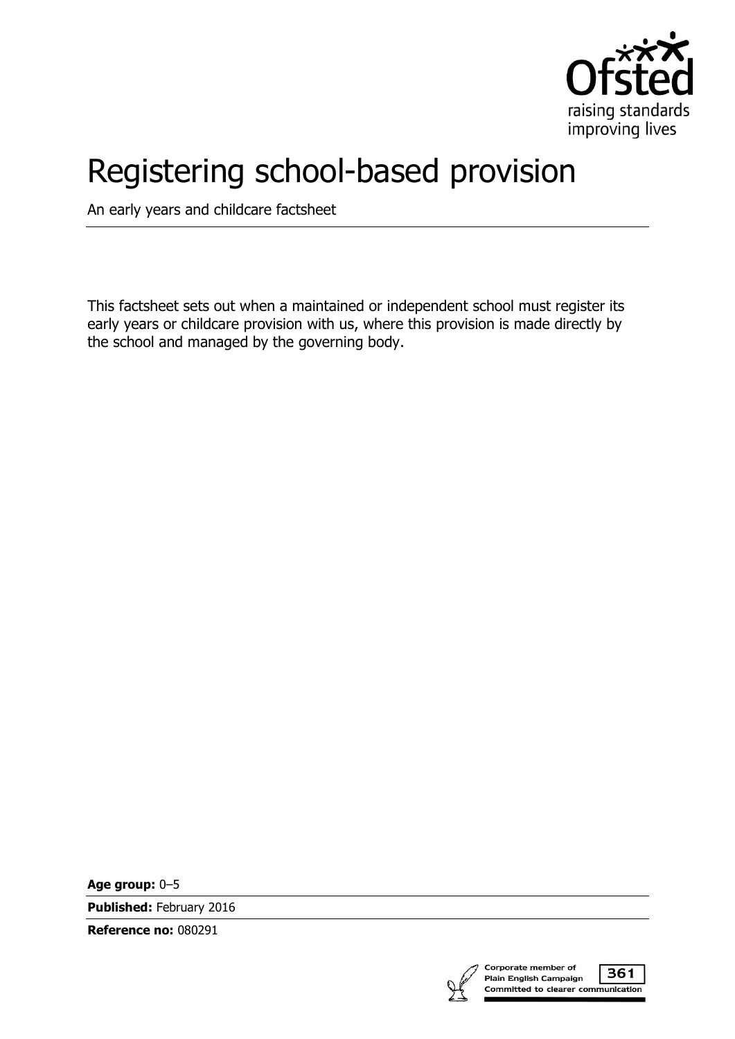# Registering school-based provision

An early years and childcare factsheet

This factsheet sets out when a maintained or independent school must register its early years or childcare provision with us, where this provision is made directly by the school and managed by the governing body.

**Age group:** 0–5

**Published:** February 2016

**Reference no:** 080291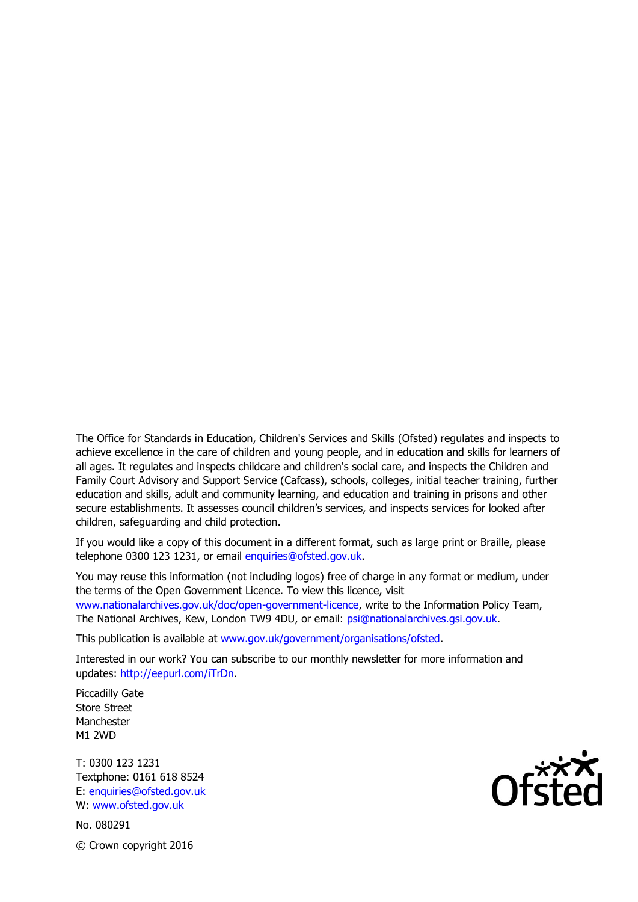The Office for Standards in Education, Children's Services and Skills (Ofsted) regulates and inspects to achieve excellence in the care of children and young people, and in education and skills for learners of all ages. It regulates and inspects childcare and children's social care, and inspects the Children and Family Court Advisory and Support Service (Cafcass), schools, colleges, initial teacher training, further education and skills, adult and community learning, and education and training in prisons and other secure establishments. It assesses council children's services, and inspects services for looked after children, safeguarding and child protection.

If you would like a copy of this document in a different format, such as large print or Braille, please telephone 0300 123 1231, or email enquiries@ofsted.gov.uk.

You may reuse this information (not including logos) free of charge in any format or medium, under the terms of the Open Government Licence. To view this licence, visit www.nationalarchives.gov.uk/doc/open-government-licence, write to the Information Policy Team, The National Archives, Kew, London TW9 4DU, or email: psi@nationalarchives.gsi.gov.uk.

This publication is available at www.gov.uk/government/organisations/ofsted.

Interested in our work? You can subscribe to our monthly newsletter for more information and updates: http://eepurl.com/iTrDn.

Piccadilly Gate
Store Street
Manchester
M1 2WD

T: 0300 123 1231
Textphone: 0161 618 8524
E: enquiries@ofsted.gov.uk
W: www.ofsted.gov.uk

No. 080291

© Crown copyright 2016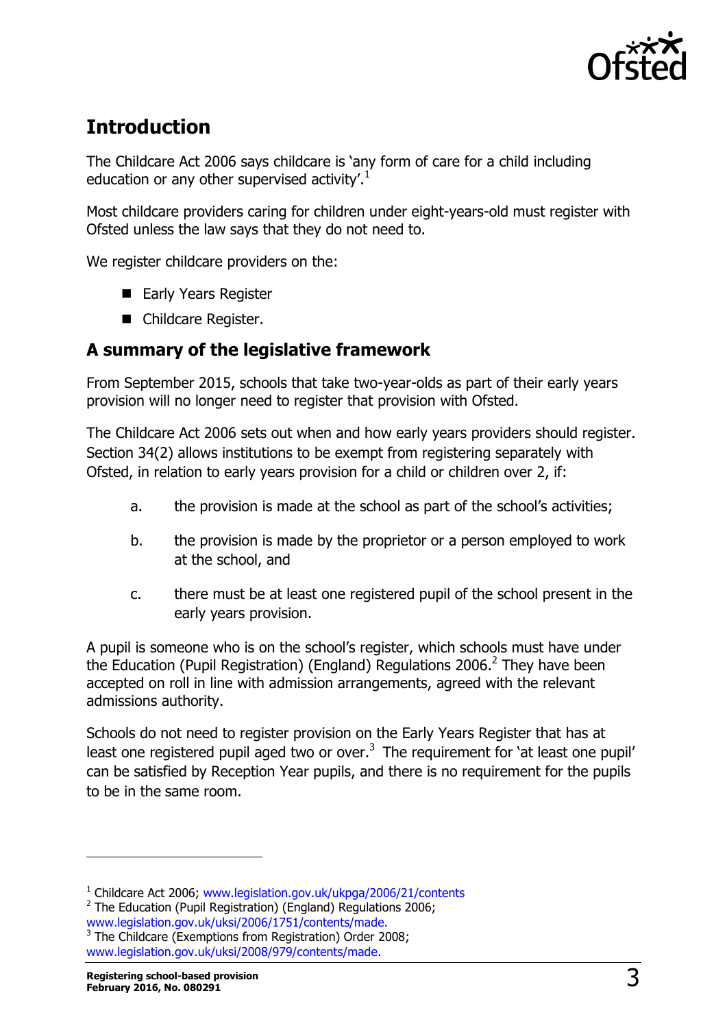## Introduction

The Childcare Act 2006 says childcare is 'any form of care for a child including education or any other supervised activity'.[1]

Most childcare providers caring for children under eight-years-old must register with Ofsted unless the law says that they do not need to.

We register childcare providers on the:

- Early Years Register
- Childcare Register.

### A summary of the legislative framework

From September 2015, schools that take two-year-olds as part of their early years provision will no longer need to register that provision with Ofsted.

The Childcare Act 2006 sets out when and how early years providers should register. Section 34(2) allows institutions to be exempt from registering separately with Ofsted, in relation to early years provision for a child or children over 2, if:

a. the provision is made at the school as part of the school's activities;

b. the provision is made by the proprietor or a person employed to work at the school, and

c. there must be at least one registered pupil of the school present in the early years provision.

A pupil is someone who is on the school's register, which schools must have under the Education (Pupil Registration) (England) Regulations 2006.[2] They have been accepted on roll in line with admission arrangements, agreed with the relevant admissions authority.

Schools do not need to register provision on the Early Years Register that has at least one registered pupil aged two or over.[3] The requirement for 'at least one pupil' can be satisfied by Reception Year pupils, and there is no requirement for the pupils to be in the same room.

---

[1] Childcare Act 2006; www.legislation.gov.uk/ukpga/2006/21/contents

[2] The Education (Pupil Registration) (England) Regulations 2006; www.legislation.gov.uk/uksi/2006/1751/contents/made.

[3] The Childcare (Exemptions from Registration) Order 2008; www.legislation.gov.uk/uksi/2008/979/contents/made.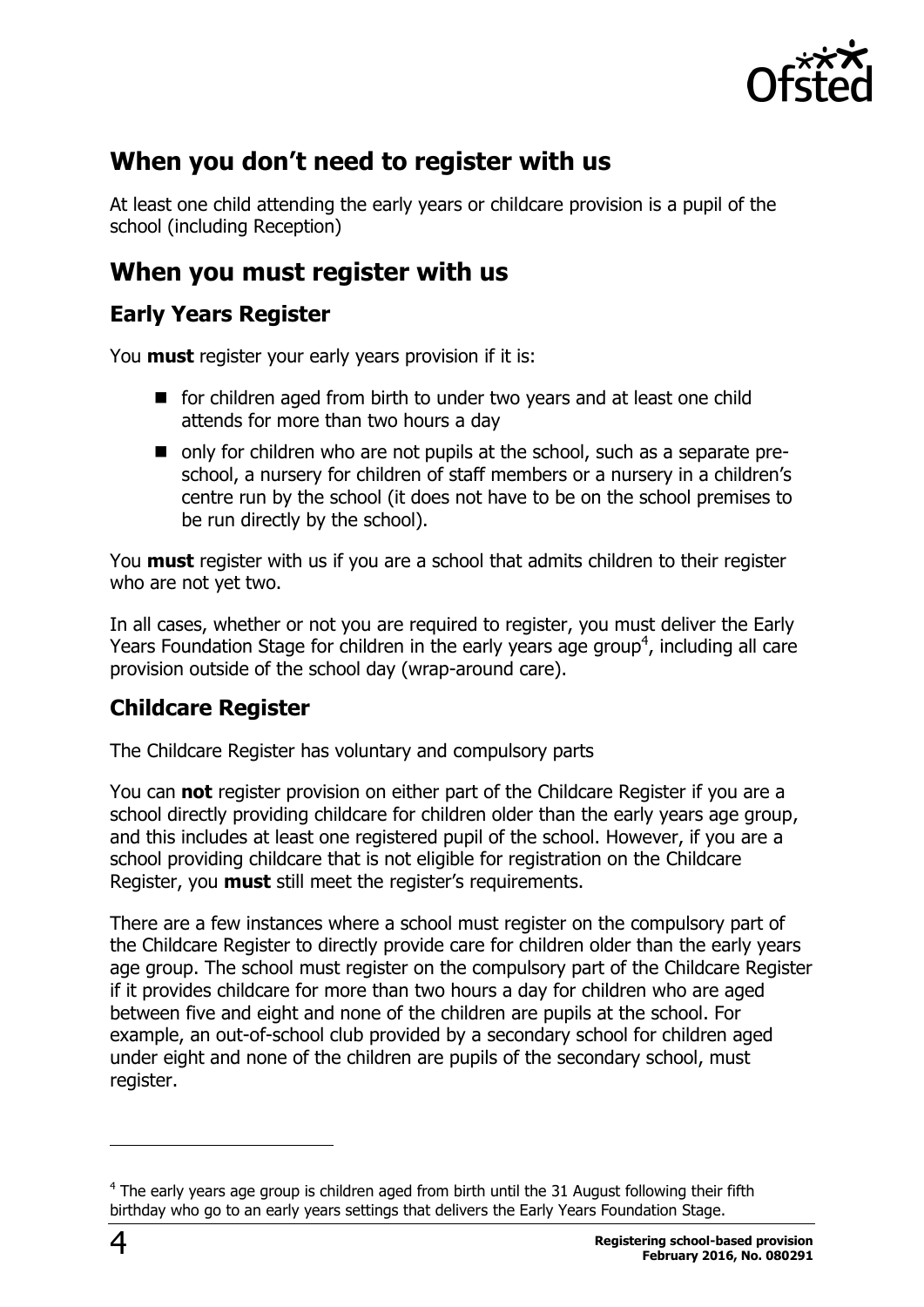## When you don't need to register with us

At least one child attending the early years or childcare provision is a pupil of the school (including Reception)

## When you must register with us

### Early Years Register

You **must** register your early years provision if it is:

- for children aged from birth to under two years and at least one child attends for more than two hours a day
- only for children who are not pupils at the school, such as a separate pre-school, a nursery for children of staff members or a nursery in a children's centre run by the school (it does not have to be on the school premises to be run directly by the school).

You **must** register with us if you are a school that admits children to their register who are not yet two.

In all cases, whether or not you are required to register, you must deliver the Early Years Foundation Stage for children in the early years age group[4], including all care provision outside of the school day (wrap-around care).

### Childcare Register

The Childcare Register has voluntary and compulsory parts

You can **not** register provision on either part of the Childcare Register if you are a school directly providing childcare for children older than the early years age group, and this includes at least one registered pupil of the school. However, if you are a school providing childcare that is not eligible for registration on the Childcare Register, you **must** still meet the register's requirements.

There are a few instances where a school must register on the compulsory part of the Childcare Register to directly provide care for children older than the early years age group. The school must register on the compulsory part of the Childcare Register if it provides childcare for more than two hours a day for children who are aged between five and eight and none of the children are pupils at the school. For example, an out-of-school club provided by a secondary school for children aged under eight and none of the children are pupils of the secondary school, must register.

---

[4] The early years age group is children aged from birth until the 31 August following their fifth birthday who go to an early years settings that delivers the Early Years Foundation Stage.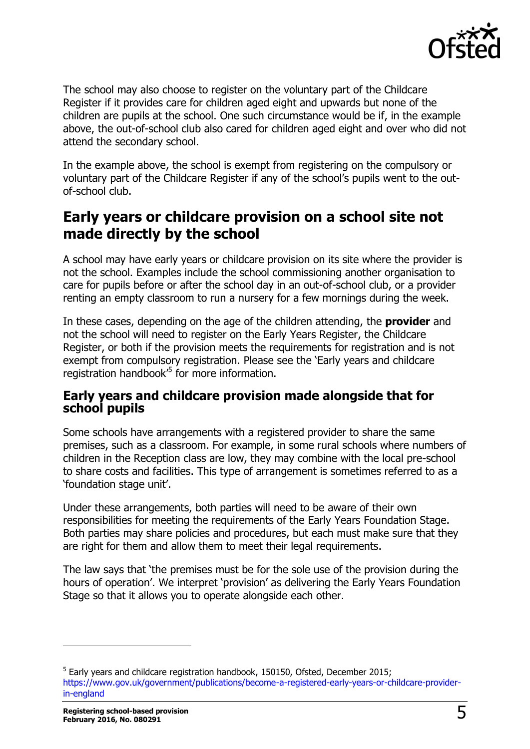The school may also choose to register on the voluntary part of the Childcare Register if it provides care for children aged eight and upwards but none of the children are pupils at the school. One such circumstance would be if, in the example above, the out-of-school club also cared for children aged eight and over who did not attend the secondary school.

In the example above, the school is exempt from registering on the compulsory or voluntary part of the Childcare Register if any of the school's pupils went to the out-of-school club.

## Early years or childcare provision on a school site not made directly by the school

A school may have early years or childcare provision on its site where the provider is not the school. Examples include the school commissioning another organisation to care for pupils before or after the school day in an out-of-school club, or a provider renting an empty classroom to run a nursery for a few mornings during the week.

In these cases, depending on the age of the children attending, the **provider** and not the school will need to register on the Early Years Register, the Childcare Register, or both if the provision meets the requirements for registration and is not exempt from compulsory registration. Please see the 'Early years and childcare registration handbook'[5] for more information.

### Early years and childcare provision made alongside that for school pupils

Some schools have arrangements with a registered provider to share the same premises, such as a classroom. For example, in some rural schools where numbers of children in the Reception class are low, they may combine with the local pre-school to share costs and facilities. This type of arrangement is sometimes referred to as a 'foundation stage unit'.

Under these arrangements, both parties will need to be aware of their own responsibilities for meeting the requirements of the Early Years Foundation Stage. Both parties may share policies and procedures, but each must make sure that they are right for them and allow them to meet their legal requirements.

The law says that 'the premises must be for the sole use of the provision during the hours of operation'. We interpret 'provision' as delivering the Early Years Foundation Stage so that it allows you to operate alongside each other.

---

[5] Early years and childcare registration handbook, 150150, Ofsted, December 2015; https://www.gov.uk/government/publications/become-a-registered-early-years-or-childcare-provider-in-england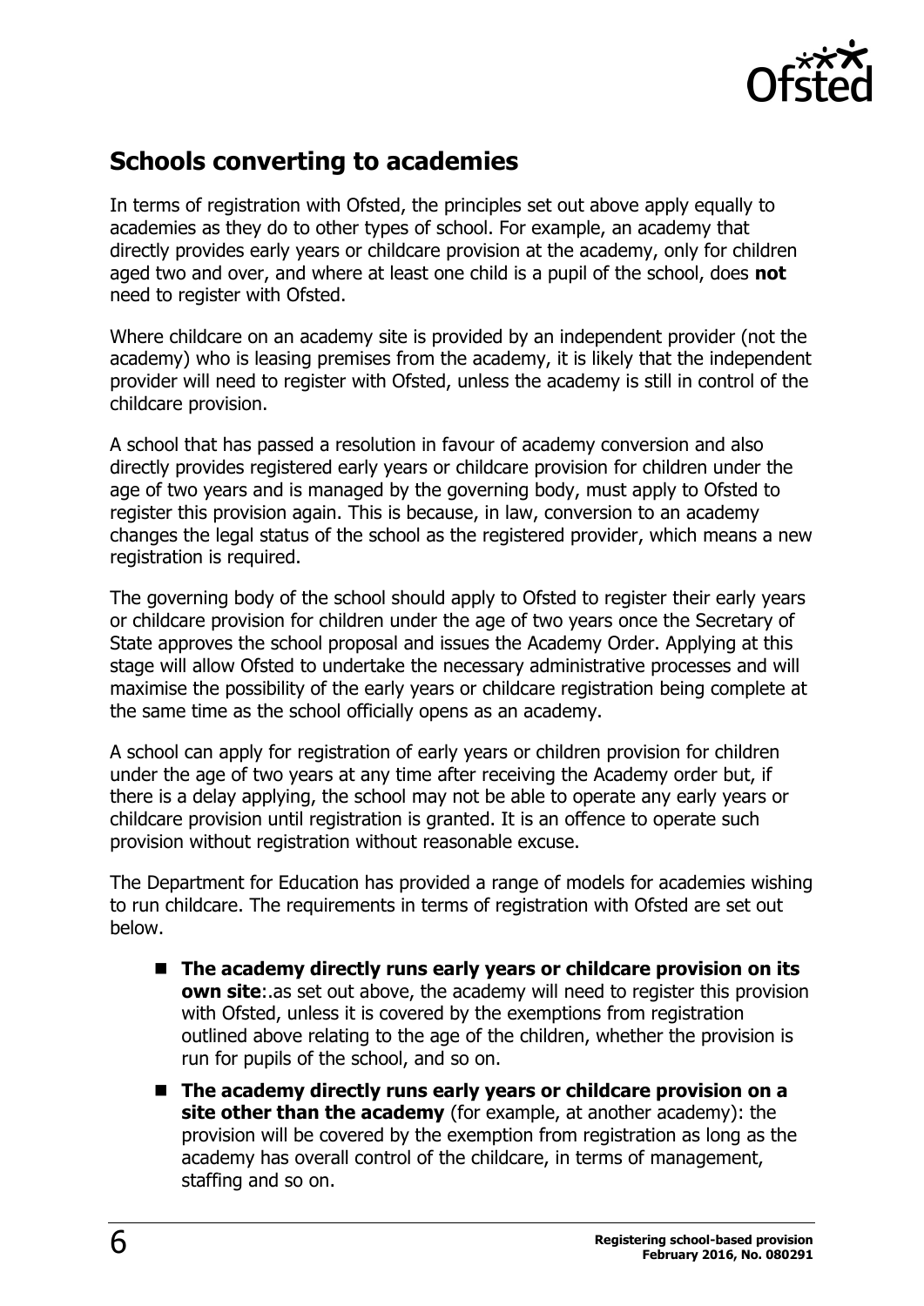## Schools converting to academies

In terms of registration with Ofsted, the principles set out above apply equally to academies as they do to other types of school. For example, an academy that directly provides early years or childcare provision at the academy, only for children aged two and over, and where at least one child is a pupil of the school, does **not** need to register with Ofsted.

Where childcare on an academy site is provided by an independent provider (not the academy) who is leasing premises from the academy, it is likely that the independent provider will need to register with Ofsted, unless the academy is still in control of the childcare provision.

A school that has passed a resolution in favour of academy conversion and also directly provides registered early years or childcare provision for children under the age of two years and is managed by the governing body, must apply to Ofsted to register this provision again. This is because, in law, conversion to an academy changes the legal status of the school as the registered provider, which means a new registration is required.

The governing body of the school should apply to Ofsted to register their early years or childcare provision for children under the age of two years once the Secretary of State approves the school proposal and issues the Academy Order. Applying at this stage will allow Ofsted to undertake the necessary administrative processes and will maximise the possibility of the early years or childcare registration being complete at the same time as the school officially opens as an academy.

A school can apply for registration of early years or children provision for children under the age of two years at any time after receiving the Academy order but, if there is a delay applying, the school may not be able to operate any early years or childcare provision until registration is granted. It is an offence to operate such provision without registration without reasonable excuse.

The Department for Education has provided a range of models for academies wishing to run childcare. The requirements in terms of registration with Ofsted are set out below.

- **The academy directly runs early years or childcare provision on its own site**:.as set out above, the academy will need to register this provision with Ofsted, unless it is covered by the exemptions from registration outlined above relating to the age of the children, whether the provision is run for pupils of the school, and so on.
- **The academy directly runs early years or childcare provision on a site other than the academy** (for example, at another academy): the provision will be covered by the exemption from registration as long as the academy has overall control of the childcare, in terms of management, staffing and so on.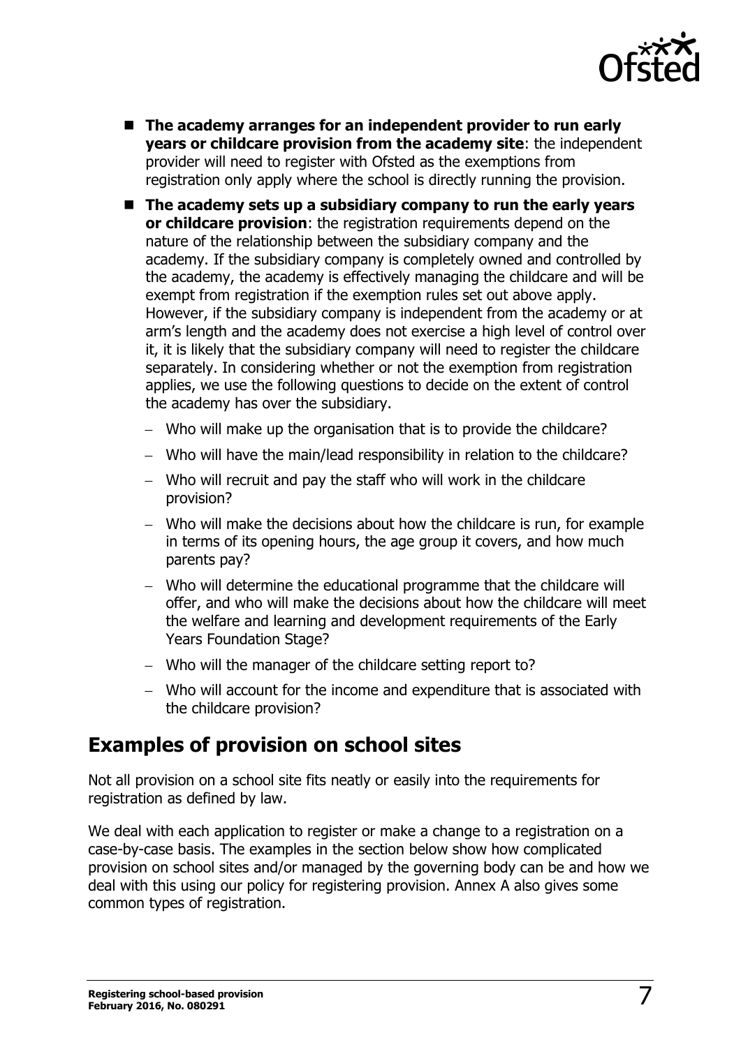- **The academy arranges for an independent provider to run early years or childcare provision from the academy site**: the independent provider will need to register with Ofsted as the exemptions from registration only apply where the school is directly running the provision.
- **The academy sets up a subsidiary company to run the early years or childcare provision**: the registration requirements depend on the nature of the relationship between the subsidiary company and the academy. If the subsidiary company is completely owned and controlled by the academy, the academy is effectively managing the childcare and will be exempt from registration if the exemption rules set out above apply. However, if the subsidiary company is independent from the academy or at arm's length and the academy does not exercise a high level of control over it, it is likely that the subsidiary company will need to register the childcare separately. In considering whether or not the exemption from registration applies, we use the following questions to decide on the extent of control the academy has over the subsidiary.
  - Who will make up the organisation that is to provide the childcare?
  - Who will have the main/lead responsibility in relation to the childcare?
  - Who will recruit and pay the staff who will work in the childcare provision?
  - Who will make the decisions about how the childcare is run, for example in terms of its opening hours, the age group it covers, and how much parents pay?
  - Who will determine the educational programme that the childcare will offer, and who will make the decisions about how the childcare will meet the welfare and learning and development requirements of the Early Years Foundation Stage?
  - Who will the manager of the childcare setting report to?
  - Who will account for the income and expenditure that is associated with the childcare provision?

## Examples of provision on school sites

Not all provision on a school site fits neatly or easily into the requirements for registration as defined by law.

We deal with each application to register or make a change to a registration on a case-by-case basis. The examples in the section below show how complicated provision on school sites and/or managed by the governing body can be and how we deal with this using our policy for registering provision. Annex A also gives some common types of registration.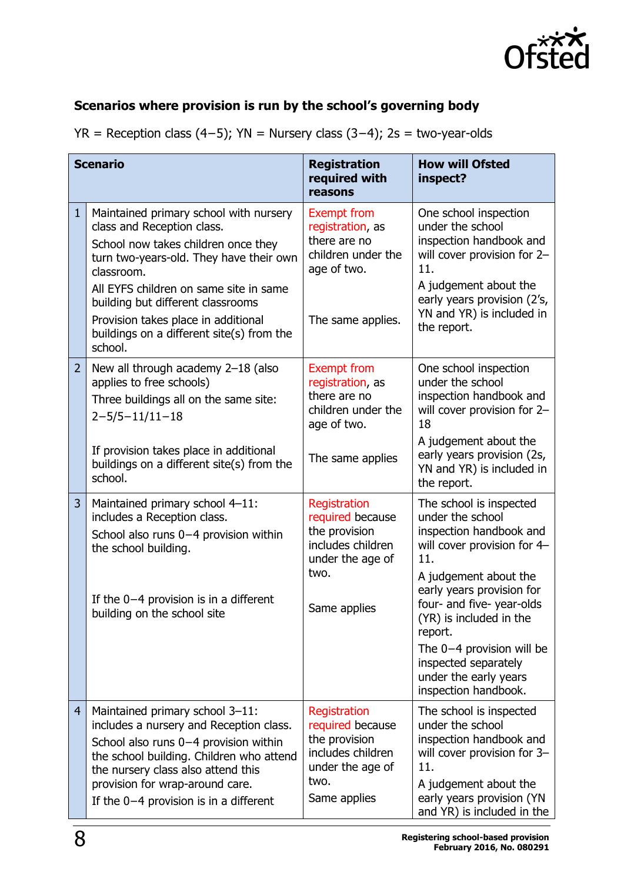### Scenarios where provision is run by the school's governing body

YR = Reception class (4–5); YN = Nursery class (3–4); 2s = two-year-olds

| | Scenario | Registration required with reasons | How will Ofsted inspect? |
|---|---|---|---|
| 1 | Maintained primary school with nursery class and Reception class.<br>School now takes children once they turn two-years-old. They have their own classroom.<br>All EYFS children on same site in same building but different classrooms<br>Provision takes place in additional buildings on a different site(s) from the school. | Exempt from registration, as there are no children under the age of two.<br>The same applies. | One school inspection under the school inspection handbook and will cover provision for 2–11.<br>A judgement about the early years provision (2's, YN and YR) is included in the report. |
| 2 | New all through academy 2–18 (also applies to free schools)<br>Three buildings all on the same site:<br>2–5/5–11/11–18<br>If provision takes place in additional buildings on a different site(s) from the school. | Exempt from registration, as there are no children under the age of two.<br>The same applies | One school inspection under the school inspection handbook and will cover provision for 2–18<br>A judgement about the early years provision (2s, YN and YR) is included in the report. |
| 3 | Maintained primary school 4–11: includes a Reception class.<br>School also runs 0–4 provision within the school building.<br>If the 0–4 provision is in a different building on the school site | Registration required because the provision includes children under the age of two.<br>Same applies | The school is inspected under the school inspection handbook and will cover provision for 4–11.<br>A judgement about the early years provision for four- and five- year-olds (YR) is included in the report.<br>The 0–4 provision will be inspected separately under the early years inspection handbook. |
| 4 | Maintained primary school 3–11: includes a nursery and Reception class.<br>School also runs 0–4 provision within the school building. Children who attend the nursery class also attend this provision for wrap-around care.<br>If the 0–4 provision is in a different | Registration required because the provision includes children under the age of two.<br>Same applies | The school is inspected under the school inspection handbook and will cover provision for 3–11.<br>A judgement about the early years provision (YN and YR) is included in the |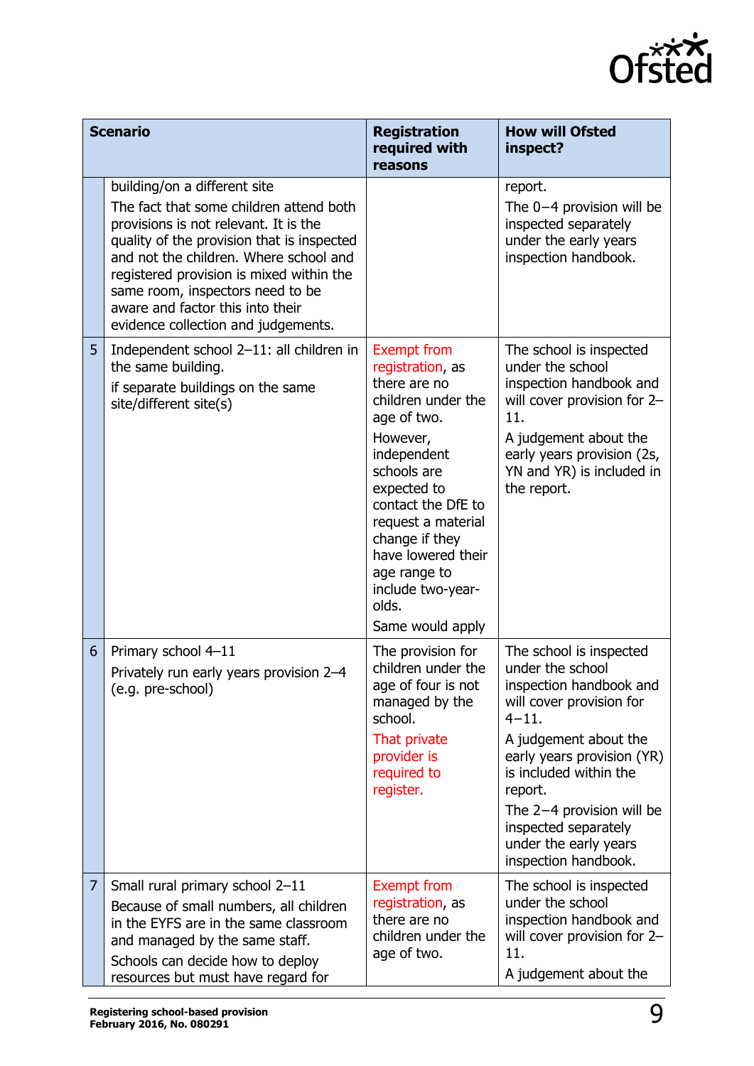| | Scenario | Registration required with reasons | How will Ofsted inspect? |
|---|---|---|---|
| | building/on a different site<br>The fact that some children attend both provisions is not relevant. It is the quality of the provision that is inspected and not the children. Where school and registered provision is mixed within the same room, inspectors need to be aware and factor this into their evidence collection and judgements. | | report.<br>The 0−4 provision will be inspected separately under the early years inspection handbook. |
| 5 | Independent school 2–11: all children in the same building.<br>if separate buildings on the same site/different site(s) | Exempt from registration, as there are no children under the age of two.<br>However, independent schools are expected to contact the DfE to request a material change if they have lowered their age range to include two-year-olds.<br>Same would apply | The school is inspected under the school inspection handbook and will cover provision for 2–11.<br>A judgement about the early years provision (2s, YN and YR) is included in the report. |
| 6 | Primary school 4–11<br>Privately run early years provision 2–4 (e.g. pre-school) | The provision for children under the age of four is not managed by the school.<br>That private provider is required to register. | The school is inspected under the school inspection handbook and will cover provision for 4−11.<br>A judgement about the early years provision (YR) is included within the report.<br>The 2−4 provision will be inspected separately under the early years inspection handbook. |
| 7 | Small rural primary school 2–11<br>Because of small numbers, all children in the EYFS are in the same classroom and managed by the same staff.<br>Schools can decide how to deploy resources but must have regard for | Exempt from registration, as there are no children under the age of two. | The school is inspected under the school inspection handbook and will cover provision for 2–11.<br>A judgement about the |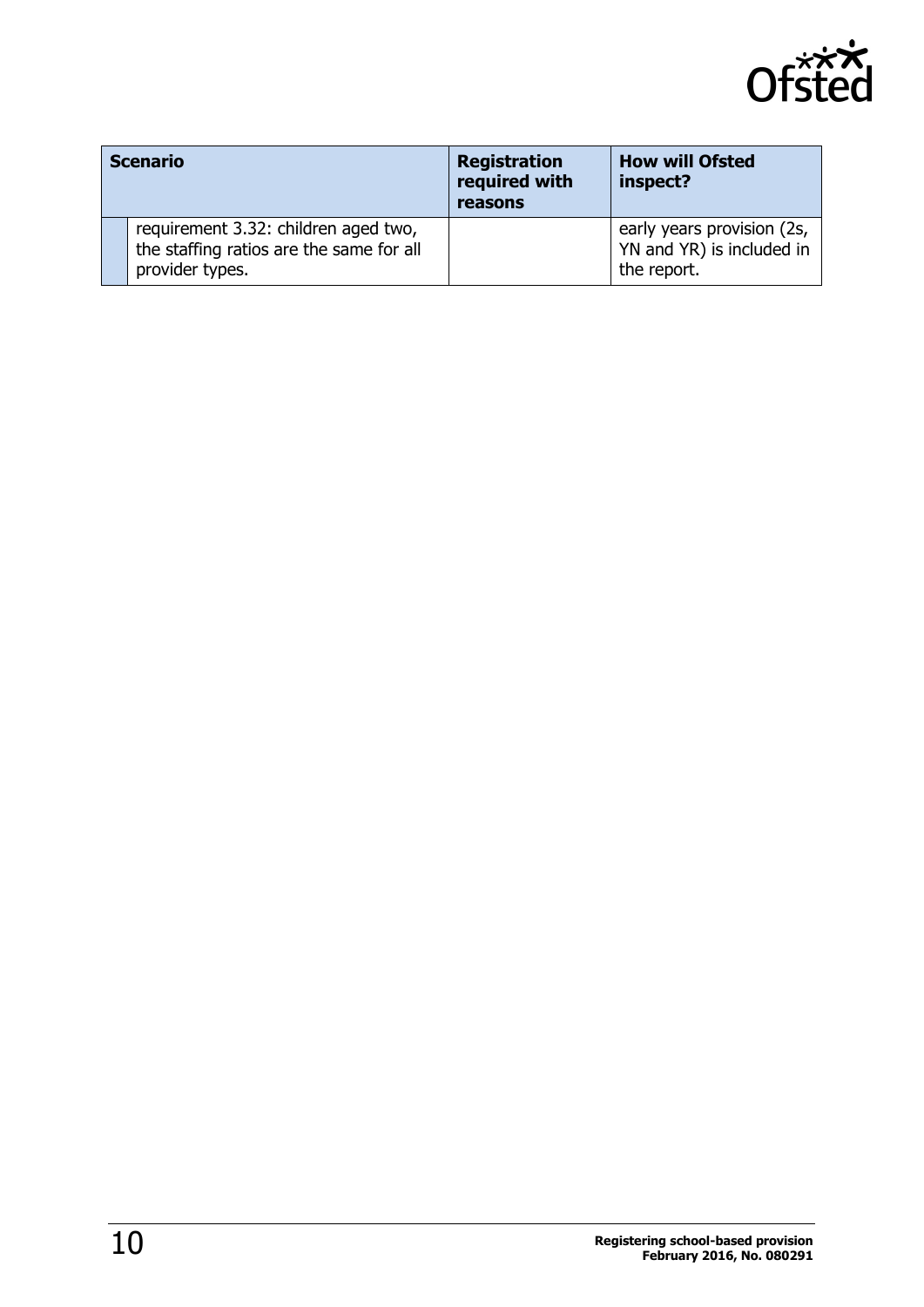| Scenario | | Registration required with reasons | How will Ofsted inspect? |
|---|---|---|---|
| | requirement 3.32: children aged two, the staffing ratios are the same for all provider types. | | early years provision (2s, YN and YR) is included in the report. |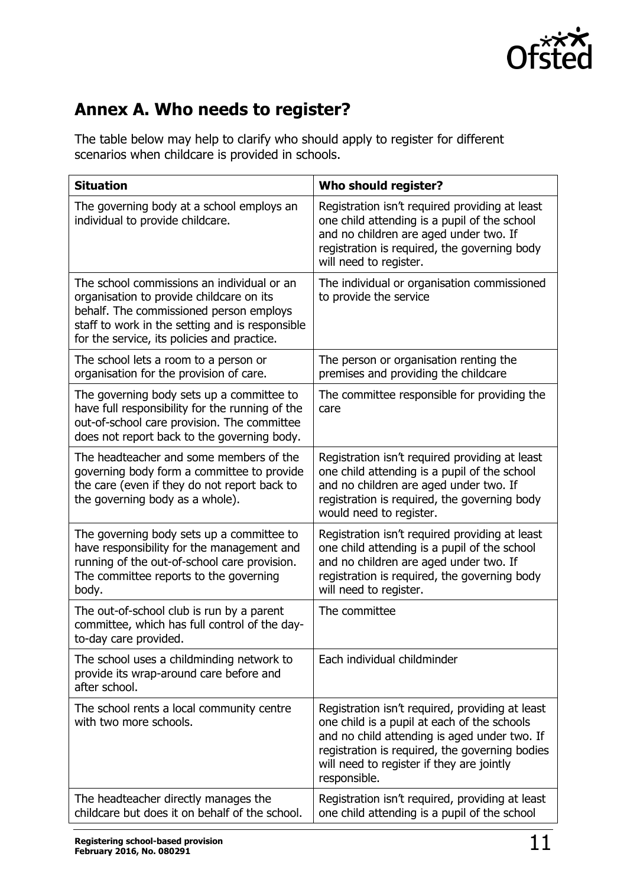## Annex A. Who needs to register?

The table below may help to clarify who should apply to register for different scenarios when childcare is provided in schools.

| Situation | Who should register? |
|---|---|
| The governing body at a school employs an individual to provide childcare. | Registration isn't required providing at least one child attending is a pupil of the school and no children are aged under two. If registration is required, the governing body will need to register. |
| The school commissions an individual or an organisation to provide childcare on its behalf. The commissioned person employs staff to work in the setting and is responsible for the service, its policies and practice. | The individual or organisation commissioned to provide the service |
| The school lets a room to a person or organisation for the provision of care. | The person or organisation renting the premises and providing the childcare |
| The governing body sets up a committee to have full responsibility for the running of the out-of-school care provision. The committee does not report back to the governing body. | The committee responsible for providing the care |
| The headteacher and some members of the governing body form a committee to provide the care (even if they do not report back to the governing body as a whole). | Registration isn't required providing at least one child attending is a pupil of the school and no children are aged under two. If registration is required, the governing body would need to register. |
| The governing body sets up a committee to have responsibility for the management and running of the out-of-school care provision. The committee reports to the governing body. | Registration isn't required providing at least one child attending is a pupil of the school and no children are aged under two. If registration is required, the governing body will need to register. |
| The out-of-school club is run by a parent committee, which has full control of the day-to-day care provided. | The committee |
| The school uses a childminding network to provide its wrap-around care before and after school. | Each individual childminder |
| The school rents a local community centre with two more schools. | Registration isn't required, providing at least one child is a pupil at each of the schools and no child attending is aged under two. If registration is required, the governing bodies will need to register if they are jointly responsible. |
| The headteacher directly manages the childcare but does it on behalf of the school. | Registration isn't required, providing at least one child attending is a pupil of the school |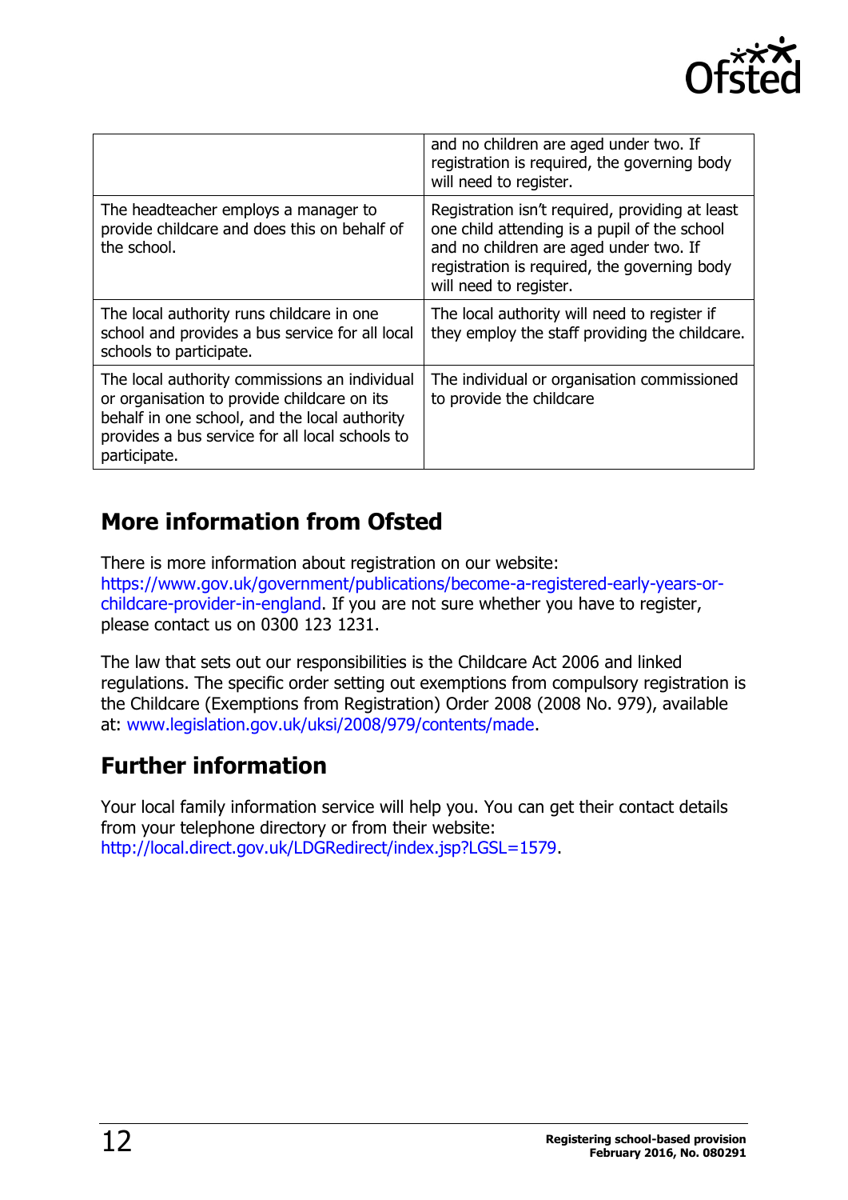| | |
|---|---|
| | and no children are aged under two. If registration is required, the governing body will need to register. |
| The headteacher employs a manager to provide childcare and does this on behalf of the school. | Registration isn't required, providing at least one child attending is a pupil of the school and no children are aged under two. If registration is required, the governing body will need to register. |
| The local authority runs childcare in one school and provides a bus service for all local schools to participate. | The local authority will need to register if they employ the staff providing the childcare. |
| The local authority commissions an individual or organisation to provide childcare on its behalf in one school, and the local authority provides a bus service for all local schools to participate. | The individual or organisation commissioned to provide the childcare |

## More information from Ofsted

There is more information about registration on our website: https://www.gov.uk/government/publications/become-a-registered-early-years-or-childcare-provider-in-england. If you are not sure whether you have to register, please contact us on 0300 123 1231.

The law that sets out our responsibilities is the Childcare Act 2006 and linked regulations. The specific order setting out exemptions from compulsory registration is the Childcare (Exemptions from Registration) Order 2008 (2008 No. 979), available at: www.legislation.gov.uk/uksi/2008/979/contents/made.

## Further information

Your local family information service will help you. You can get their contact details from your telephone directory or from their website: http://local.direct.gov.uk/LDGRedirect/index.jsp?LGSL=1579.